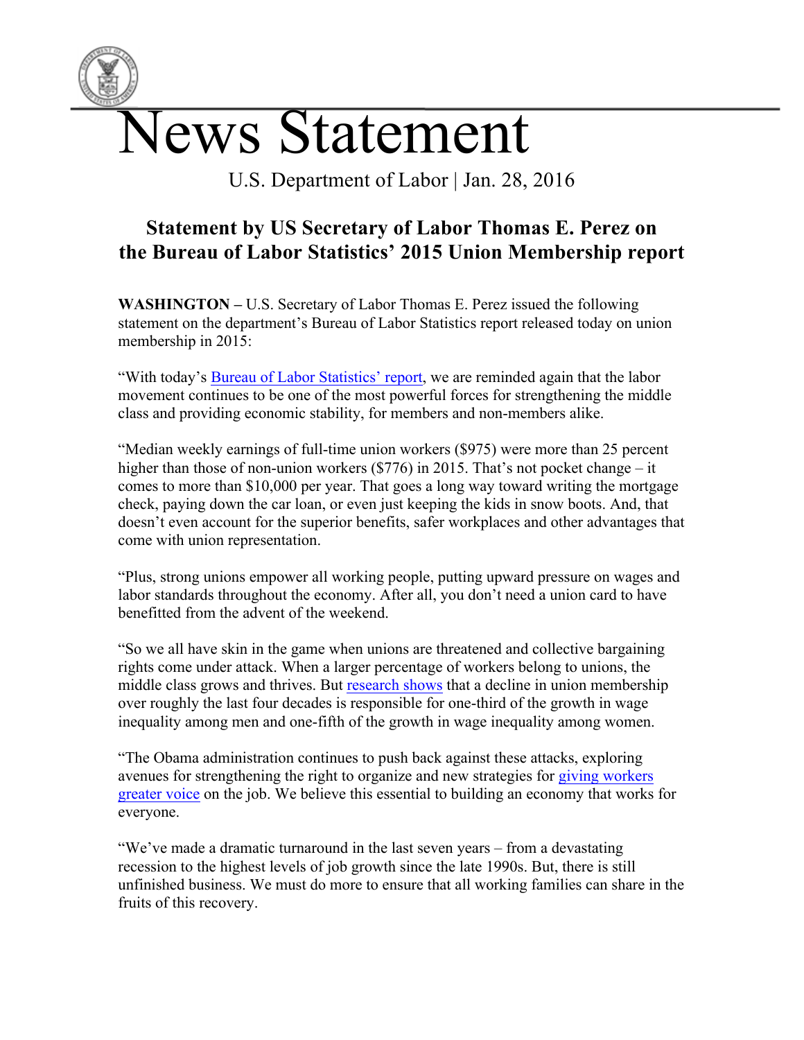# News Statement

U.S. Department of Labor | Jan. 28, 2016

## Statement by US Secretary of Labor Thomas E. Perez on the Bureau of Labor Statistics' 2015 Union Membership report

**WASHINGTON –** U.S. Secretary of Labor Thomas E. Perez issued the following statement on the department's Bureau of Labor Statistics report released today on union membership in 2015:

"With today's Bureau of Labor Statistics' report, we are reminded again that the labor movement continues to be one of the most powerful forces for strengthening the middle class and providing economic stability, for members and non-members alike.

"Median weekly earnings of full-time union workers ($975) were more than 25 percent higher than those of non-union workers ($776) in 2015. That's not pocket change – it comes to more than $10,000 per year. That goes a long way toward writing the mortgage check, paying down the car loan, or even just keeping the kids in snow boots. And, that doesn't even account for the superior benefits, safer workplaces and other advantages that come with union representation.

"Plus, strong unions empower all working people, putting upward pressure on wages and labor standards throughout the economy. After all, you don't need a union card to have benefitted from the advent of the weekend.

"So we all have skin in the game when unions are threatened and collective bargaining rights come under attack. When a larger percentage of workers belong to unions, the middle class grows and thrives. But research shows that a decline in union membership over roughly the last four decades is responsible for one-third of the growth in wage inequality among men and one-fifth of the growth in wage inequality among women.

"The Obama administration continues to push back against these attacks, exploring avenues for strengthening the right to organize and new strategies for giving workers greater voice on the job. We believe this essential to building an economy that works for everyone.

"We've made a dramatic turnaround in the last seven years – from a devastating recession to the highest levels of job growth since the late 1990s. But, there is still unfinished business. We must do more to ensure that all working families can share in the fruits of this recovery.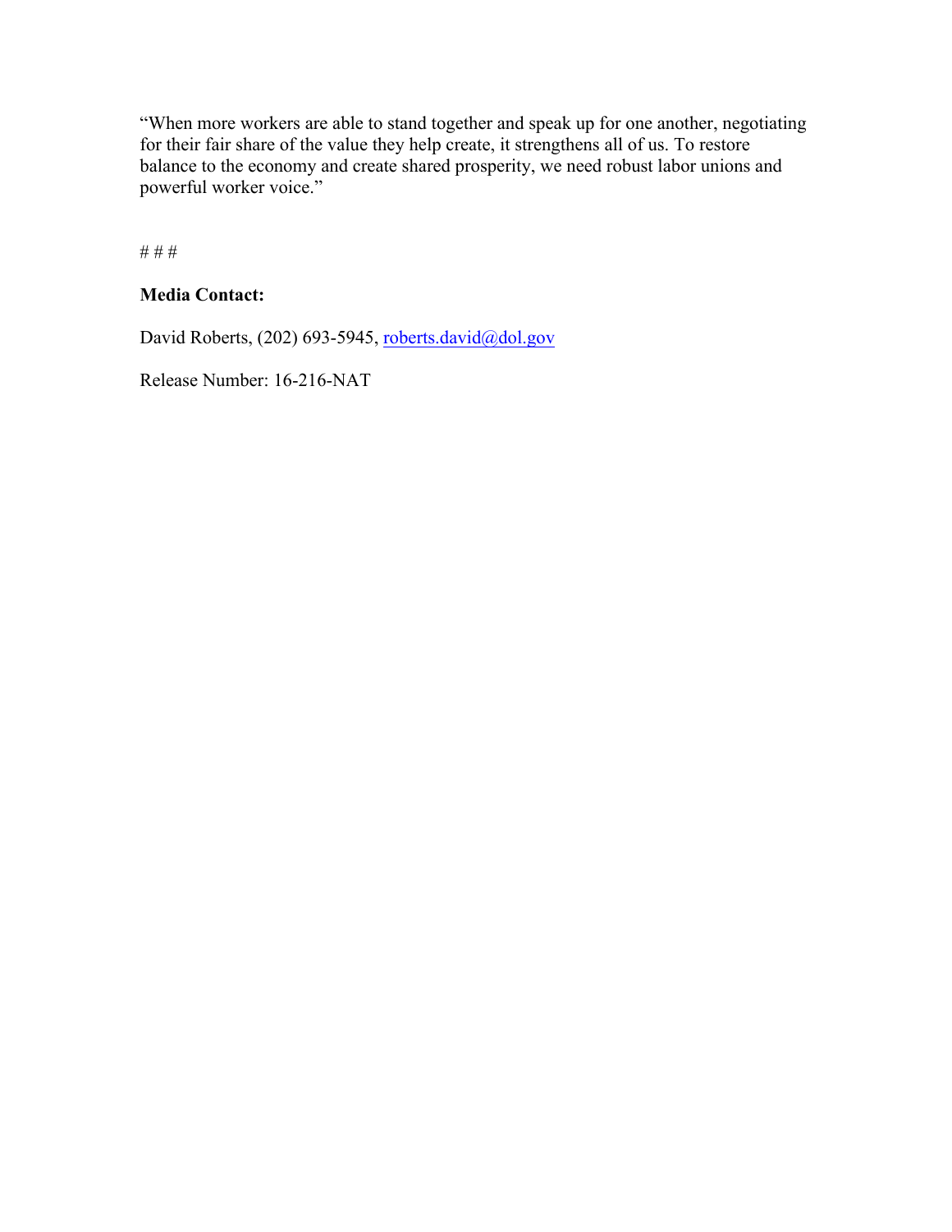"When more workers are able to stand together and speak up for one another, negotiating for their fair share of the value they help create, it strengthens all of us. To restore balance to the economy and create shared prosperity, we need robust labor unions and powerful worker voice."

# # #

**Media Contact:**

David Roberts, (202) 693-5945, roberts.david@dol.gov

Release Number: 16-216-NAT